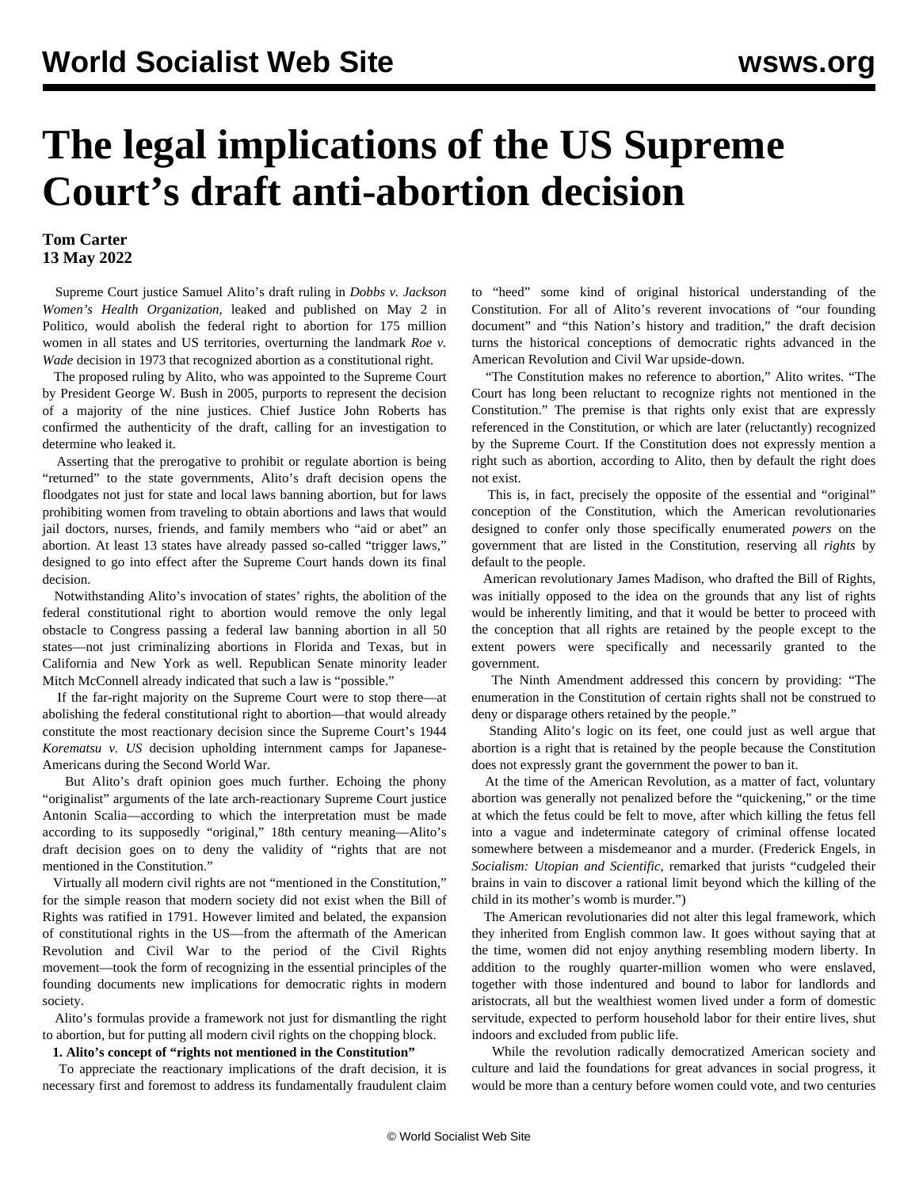# The legal implications of the US Supreme Court's draft anti-abortion decision

**Tom Carter**
**13 May 2022**

Supreme Court justice Samuel Alito's draft ruling in *Dobbs v. Jackson Women's Health Organization*, leaked and published on May 2 in Politico, would abolish the federal right to abortion for 175 million women in all states and US territories, overturning the landmark *Roe v. Wade* decision in 1973 that recognized abortion as a constitutional right.

The proposed ruling by Alito, who was appointed to the Supreme Court by President George W. Bush in 2005, purports to represent the decision of a majority of the nine justices. Chief Justice John Roberts has confirmed the authenticity of the draft, calling for an investigation to determine who leaked it.

Asserting that the prerogative to prohibit or regulate abortion is being "returned" to the state governments, Alito's draft decision opens the floodgates not just for state and local laws banning abortion, but for laws prohibiting women from traveling to obtain abortions and laws that would jail doctors, nurses, friends, and family members who "aid or abet" an abortion. At least 13 states have already passed so-called "trigger laws," designed to go into effect after the Supreme Court hands down its final decision.

Notwithstanding Alito's invocation of states' rights, the abolition of the federal constitutional right to abortion would remove the only legal obstacle to Congress passing a federal law banning abortion in all 50 states—not just criminalizing abortions in Florida and Texas, but in California and New York as well. Republican Senate minority leader Mitch McConnell already indicated that such a law is "possible."

If the far-right majority on the Supreme Court were to stop there—at abolishing the federal constitutional right to abortion—that would already constitute the most reactionary decision since the Supreme Court's 1944 *Korematsu v. US* decision upholding internment camps for Japanese-Americans during the Second World War.

But Alito's draft opinion goes much further. Echoing the phony "originalist" arguments of the late arch-reactionary Supreme Court justice Antonin Scalia—according to which the interpretation must be made according to its supposedly "original," 18th century meaning—Alito's draft decision goes on to deny the validity of "rights that are not mentioned in the Constitution."

Virtually all modern civil rights are not "mentioned in the Constitution," for the simple reason that modern society did not exist when the Bill of Rights was ratified in 1791. However limited and belated, the expansion of constitutional rights in the US—from the aftermath of the American Revolution and Civil War to the period of the Civil Rights movement—took the form of recognizing in the essential principles of the founding documents new implications for democratic rights in modern society.

Alito's formulas provide a framework not just for dismantling the right to abortion, but for putting all modern civil rights on the chopping block.

**1. Alito's concept of "rights not mentioned in the Constitution"**

To appreciate the reactionary implications of the draft decision, it is necessary first and foremost to address its fundamentally fraudulent claim to "heed" some kind of original historical understanding of the Constitution. For all of Alito's reverent invocations of "our founding document" and "this Nation's history and tradition," the draft decision turns the historical conceptions of democratic rights advanced in the American Revolution and Civil War upside-down.

"The Constitution makes no reference to abortion," Alito writes. "The Court has long been reluctant to recognize rights not mentioned in the Constitution." The premise is that rights only exist that are expressly referenced in the Constitution, or which are later (reluctantly) recognized by the Supreme Court. If the Constitution does not expressly mention a right such as abortion, according to Alito, then by default the right does not exist.

This is, in fact, precisely the opposite of the essential and "original" conception of the Constitution, which the American revolutionaries designed to confer only those specifically enumerated *powers* on the government that are listed in the Constitution, reserving all *rights* by default to the people.

American revolutionary James Madison, who drafted the Bill of Rights, was initially opposed to the idea on the grounds that any list of rights would be inherently limiting, and that it would be better to proceed with the conception that all rights are retained by the people except to the extent powers were specifically and necessarily granted to the government.

The Ninth Amendment addressed this concern by providing: "The enumeration in the Constitution of certain rights shall not be construed to deny or disparage others retained by the people."

Standing Alito's logic on its feet, one could just as well argue that abortion is a right that is retained by the people because the Constitution does not expressly grant the government the power to ban it.

At the time of the American Revolution, as a matter of fact, voluntary abortion was generally not penalized before the "quickening," or the time at which the fetus could be felt to move, after which killing the fetus fell into a vague and indeterminate category of criminal offense located somewhere between a misdemeanor and a murder. (Frederick Engels, in *Socialism: Utopian and Scientific*, remarked that jurists "cudgeled their brains in vain to discover a rational limit beyond which the killing of the child in its mother's womb is murder.")

The American revolutionaries did not alter this legal framework, which they inherited from English common law. It goes without saying that at the time, women did not enjoy anything resembling modern liberty. In addition to the roughly quarter-million women who were enslaved, together with those indentured and bound to labor for landlords and aristocrats, all but the wealthiest women lived under a form of domestic servitude, expected to perform household labor for their entire lives, shut indoors and excluded from public life.

While the revolution radically democratized American society and culture and laid the foundations for great advances in social progress, it would be more than a century before women could vote, and two centuries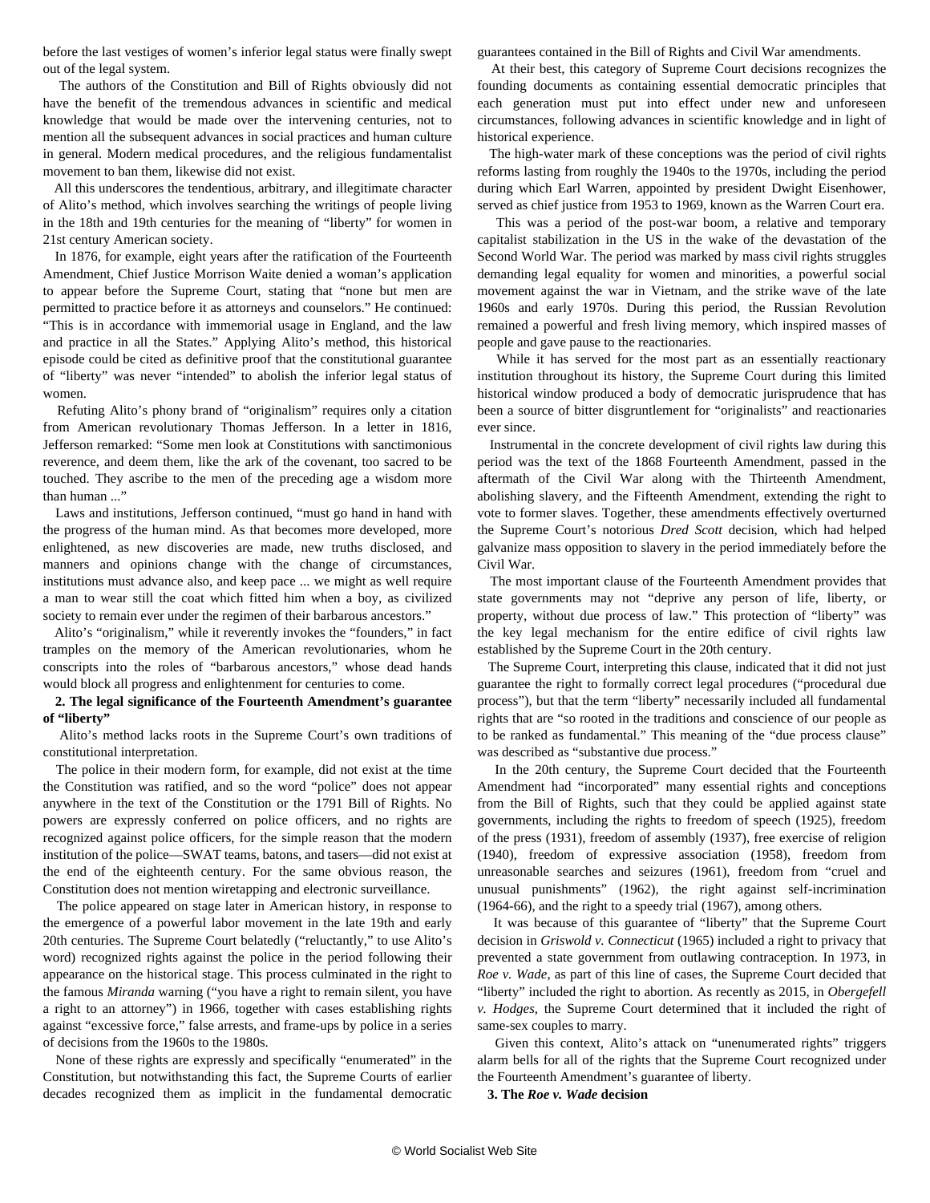before the last vestiges of women's inferior legal status were finally swept out of the legal system.

The authors of the Constitution and Bill of Rights obviously did not have the benefit of the tremendous advances in scientific and medical knowledge that would be made over the intervening centuries, not to mention all the subsequent advances in social practices and human culture in general. Modern medical procedures, and the religious fundamentalist movement to ban them, likewise did not exist.

All this underscores the tendentious, arbitrary, and illegitimate character of Alito's method, which involves searching the writings of people living in the 18th and 19th centuries for the meaning of "liberty" for women in 21st century American society.

In 1876, for example, eight years after the ratification of the Fourteenth Amendment, Chief Justice Morrison Waite denied a woman's application to appear before the Supreme Court, stating that "none but men are permitted to practice before it as attorneys and counselors." He continued: "This is in accordance with immemorial usage in England, and the law and practice in all the States." Applying Alito's method, this historical episode could be cited as definitive proof that the constitutional guarantee of "liberty" was never "intended" to abolish the inferior legal status of women.

Refuting Alito's phony brand of "originalism" requires only a citation from American revolutionary Thomas Jefferson. In a letter in 1816, Jefferson remarked: "Some men look at Constitutions with sanctimonious reverence, and deem them, like the ark of the covenant, too sacred to be touched. They ascribe to the men of the preceding age a wisdom more than human ..."

Laws and institutions, Jefferson continued, "must go hand in hand with the progress of the human mind. As that becomes more developed, more enlightened, as new discoveries are made, new truths disclosed, and manners and opinions change with the change of circumstances, institutions must advance also, and keep pace ... we might as well require a man to wear still the coat which fitted him when a boy, as civilized society to remain ever under the regimen of their barbarous ancestors."

Alito's "originalism," while it reverently invokes the "founders," in fact tramples on the memory of the American revolutionaries, whom he conscripts into the roles of "barbarous ancestors," whose dead hands would block all progress and enlightenment for centuries to come.

**2. The legal significance of the Fourteenth Amendment's guarantee of "liberty"**

Alito's method lacks roots in the Supreme Court's own traditions of constitutional interpretation.

The police in their modern form, for example, did not exist at the time the Constitution was ratified, and so the word "police" does not appear anywhere in the text of the Constitution or the 1791 Bill of Rights. No powers are expressly conferred on police officers, and no rights are recognized against police officers, for the simple reason that the modern institution of the police—SWAT teams, batons, and tasers—did not exist at the end of the eighteenth century. For the same obvious reason, the Constitution does not mention wiretapping and electronic surveillance.

The police appeared on stage later in American history, in response to the emergence of a powerful labor movement in the late 19th and early 20th centuries. The Supreme Court belatedly ("reluctantly," to use Alito's word) recognized rights against the police in the period following their appearance on the historical stage. This process culminated in the right to the famous *Miranda* warning ("you have a right to remain silent, you have a right to an attorney") in 1966, together with cases establishing rights against "excessive force," false arrests, and frame-ups by police in a series of decisions from the 1960s to the 1980s.

None of these rights are expressly and specifically "enumerated" in the Constitution, but notwithstanding this fact, the Supreme Courts of earlier decades recognized them as implicit in the fundamental democratic guarantees contained in the Bill of Rights and Civil War amendments.

At their best, this category of Supreme Court decisions recognizes the founding documents as containing essential democratic principles that each generation must put into effect under new and unforeseen circumstances, following advances in scientific knowledge and in light of historical experience.

The high-water mark of these conceptions was the period of civil rights reforms lasting from roughly the 1940s to the 1970s, including the period during which Earl Warren, appointed by president Dwight Eisenhower, served as chief justice from 1953 to 1969, known as the Warren Court era.

This was a period of the post-war boom, a relative and temporary capitalist stabilization in the US in the wake of the devastation of the Second World War. The period was marked by mass civil rights struggles demanding legal equality for women and minorities, a powerful social movement against the war in Vietnam, and the strike wave of the late 1960s and early 1970s. During this period, the Russian Revolution remained a powerful and fresh living memory, which inspired masses of people and gave pause to the reactionaries.

While it has served for the most part as an essentially reactionary institution throughout its history, the Supreme Court during this limited historical window produced a body of democratic jurisprudence that has been a source of bitter disgruntlement for "originalists" and reactionaries ever since.

Instrumental in the concrete development of civil rights law during this period was the text of the 1868 Fourteenth Amendment, passed in the aftermath of the Civil War along with the Thirteenth Amendment, abolishing slavery, and the Fifteenth Amendment, extending the right to vote to former slaves. Together, these amendments effectively overturned the Supreme Court's notorious *Dred Scott* decision, which had helped galvanize mass opposition to slavery in the period immediately before the Civil War.

The most important clause of the Fourteenth Amendment provides that state governments may not "deprive any person of life, liberty, or property, without due process of law." This protection of "liberty" was the key legal mechanism for the entire edifice of civil rights law established by the Supreme Court in the 20th century.

The Supreme Court, interpreting this clause, indicated that it did not just guarantee the right to formally correct legal procedures ("procedural due process"), but that the term "liberty" necessarily included all fundamental rights that are "so rooted in the traditions and conscience of our people as to be ranked as fundamental." This meaning of the "due process clause" was described as "substantive due process."

In the 20th century, the Supreme Court decided that the Fourteenth Amendment had "incorporated" many essential rights and conceptions from the Bill of Rights, such that they could be applied against state governments, including the rights to freedom of speech (1925), freedom of the press (1931), freedom of assembly (1937), free exercise of religion (1940), freedom of expressive association (1958), freedom from unreasonable searches and seizures (1961), freedom from "cruel and unusual punishments" (1962), the right against self-incrimination (1964-66), and the right to a speedy trial (1967), among others.

It was because of this guarantee of "liberty" that the Supreme Court decision in *Griswold v. Connecticut* (1965) included a right to privacy that prevented a state government from outlawing contraception. In 1973, in *Roe v. Wade*, as part of this line of cases, the Supreme Court decided that "liberty" included the right to abortion. As recently as 2015, in *Obergefell v. Hodges*, the Supreme Court determined that it included the right of same-sex couples to marry.

Given this context, Alito's attack on "unenumerated rights" triggers alarm bells for all of the rights that the Supreme Court recognized under the Fourteenth Amendment's guarantee of liberty.

**3. The *Roe v. Wade* decision**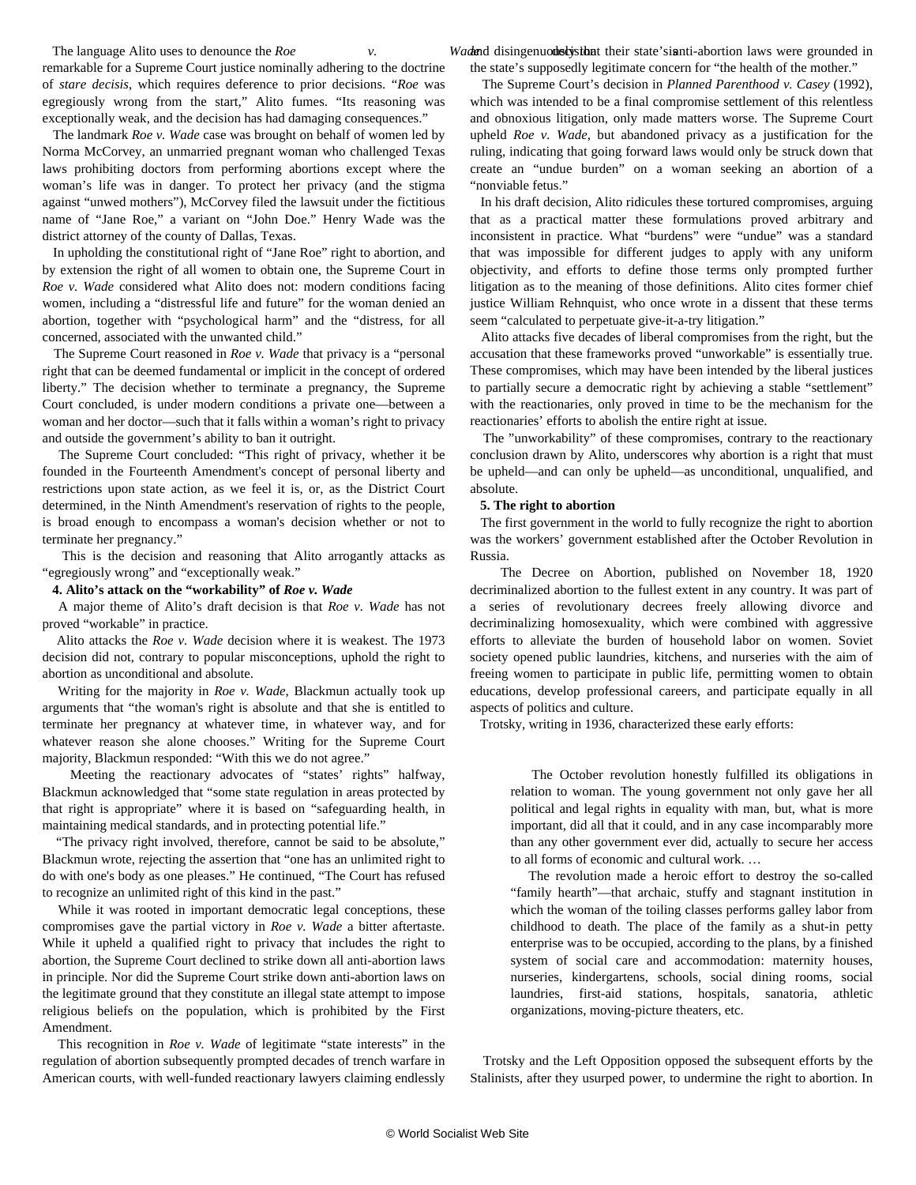The language Alito uses to denounce the *Roe v. Wade* decision is remarkable for a Supreme Court justice nominally adhering to the doctrine of *stare decisis*, which requires deference to prior decisions. "*Roe* was egregiously wrong from the start," Alito fumes. "Its reasoning was exceptionally weak, and the decision has had damaging consequences."

The landmark *Roe v. Wade* case was brought on behalf of women led by Norma McCorvey, an unmarried pregnant woman who challenged Texas laws prohibiting doctors from performing abortions except where the woman's life was in danger. To protect her privacy (and the stigma against "unwed mothers"), McCorvey filed the lawsuit under the fictitious name of "Jane Roe," a variant on "John Doe." Henry Wade was the district attorney of the county of Dallas, Texas.

In upholding the constitutional right of "Jane Roe" right to abortion, and by extension the right of all women to obtain one, the Supreme Court in *Roe v. Wade* considered what Alito does not: modern conditions facing women, including a "distressful life and future" for the woman denied an abortion, together with "psychological harm" and the "distress, for all concerned, associated with the unwanted child."

The Supreme Court reasoned in *Roe v. Wade* that privacy is a "personal right that can be deemed fundamental or implicit in the concept of ordered liberty." The decision whether to terminate a pregnancy, the Supreme Court concluded, is under modern conditions a private one—between a woman and her doctor—such that it falls within a woman's right to privacy and outside the government's ability to ban it outright.

The Supreme Court concluded: "This right of privacy, whether it be founded in the Fourteenth Amendment's concept of personal liberty and restrictions upon state action, as we feel it is, or, as the District Court determined, in the Ninth Amendment's reservation of rights to the people, is broad enough to encompass a woman's decision whether or not to terminate her pregnancy."

This is the decision and reasoning that Alito arrogantly attacks as "egregiously wrong" and "exceptionally weak."

**4. Alito's attack on the "workability" of *Roe v. Wade***

A major theme of Alito's draft decision is that *Roe v. Wade* has not proved "workable" in practice.

Alito attacks the *Roe v. Wade* decision where it is weakest. The 1973 decision did not, contrary to popular misconceptions, uphold the right to abortion as unconditional and absolute.

Writing for the majority in *Roe v. Wade*, Blackmun actually took up arguments that "the woman's right is absolute and that she is entitled to terminate her pregnancy at whatever time, in whatever way, and for whatever reason she alone chooses." Writing for the Supreme Court majority, Blackmun responded: "With this we do not agree."

Meeting the reactionary advocates of "states' rights" halfway, Blackmun acknowledged that "some state regulation in areas protected by that right is appropriate" where it is based on "safeguarding health, in maintaining medical standards, and in protecting potential life."

"The privacy right involved, therefore, cannot be said to be absolute," Blackmun wrote, rejecting the assertion that "one has an unlimited right to do with one's body as one pleases." He continued, "The Court has refused to recognize an unlimited right of this kind in the past."

While it was rooted in important democratic legal conceptions, these compromises gave the partial victory in *Roe v. Wade* a bitter aftertaste. While it upheld a qualified right to privacy that includes the right to abortion, the Supreme Court declined to strike down all anti-abortion laws in principle. Nor did the Supreme Court strike down anti-abortion laws on the legitimate ground that they constitute an illegal state attempt to impose religious beliefs on the population, which is prohibited by the First Amendment.

This recognition in *Roe v. Wade* of legitimate "state interests" in the regulation of abortion subsequently prompted decades of trench warfare in American courts, with well-funded reactionary lawyers claiming endlessly and disingenuously that their state's anti-abortion laws were grounded in the state's supposedly legitimate concern for "the health of the mother."

The Supreme Court's decision in *Planned Parenthood v. Casey* (1992), which was intended to be a final compromise settlement of this relentless and obnoxious litigation, only made matters worse. The Supreme Court upheld *Roe v. Wade*, but abandoned privacy as a justification for the ruling, indicating that going forward laws would only be struck down that create an "undue burden" on a woman seeking an abortion of a "nonviable fetus."

In his draft decision, Alito ridicules these tortured compromises, arguing that as a practical matter these formulations proved arbitrary and inconsistent in practice. What "burdens" were "undue" was a standard that was impossible for different judges to apply with any uniform objectivity, and efforts to define those terms only prompted further litigation as to the meaning of those definitions. Alito cites former chief justice William Rehnquist, who once wrote in a dissent that these terms seem "calculated to perpetuate give-it-a-try litigation."

Alito attacks five decades of liberal compromises from the right, but the accusation that these frameworks proved "unworkable" is essentially true. These compromises, which may have been intended by the liberal justices to partially secure a democratic right by achieving a stable "settlement" with the reactionaries, only proved in time to be the mechanism for the reactionaries' efforts to abolish the entire right at issue.

The "unworkability" of these compromises, contrary to the reactionary conclusion drawn by Alito, underscores why abortion is a right that must be upheld—and can only be upheld—as unconditional, unqualified, and absolute.

**5. The right to abortion**

The first government in the world to fully recognize the right to abortion was the workers' government established after the October Revolution in Russia.

The Decree on Abortion, published on November 18, 1920 decriminalized abortion to the fullest extent in any country. It was part of a series of revolutionary decrees freely allowing divorce and decriminalizing homosexuality, which were combined with aggressive efforts to alleviate the burden of household labor on women. Soviet society opened public laundries, kitchens, and nurseries with the aim of freeing women to participate in public life, permitting women to obtain educations, develop professional careers, and participate equally in all aspects of politics and culture.

Trotsky, writing in 1936, characterized these early efforts:

> The October revolution honestly fulfilled its obligations in relation to woman. The young government not only gave her all political and legal rights in equality with man, but, what is more important, did all that it could, and in any case incomparably more than any other government ever did, actually to secure her access to all forms of economic and cultural work. …
>
> The revolution made a heroic effort to destroy the so-called "family hearth"—that archaic, stuffy and stagnant institution in which the woman of the toiling classes performs galley labor from childhood to death. The place of the family as a shut-in petty enterprise was to be occupied, according to the plans, by a finished system of social care and accommodation: maternity houses, nurseries, kindergartens, schools, social dining rooms, social laundries, first-aid stations, hospitals, sanatoria, athletic organizations, moving-picture theaters, etc.

Trotsky and the Left Opposition opposed the subsequent efforts by the Stalinists, after they usurped power, to undermine the right to abortion. In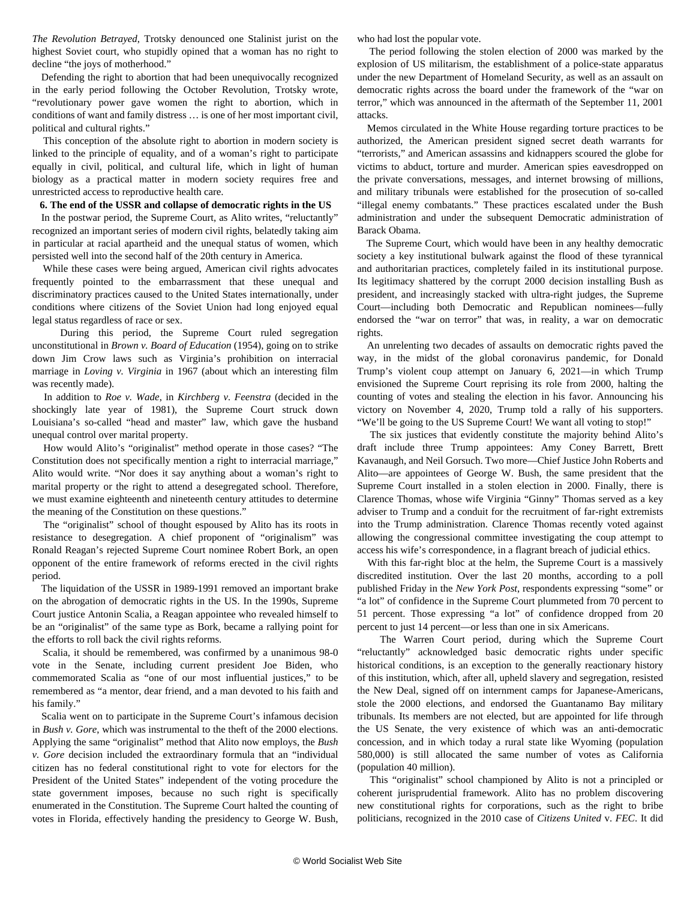*The Revolution Betrayed*, Trotsky denounced one Stalinist jurist on the highest Soviet court, who stupidly opined that a woman has no right to decline "the joys of motherhood."

Defending the right to abortion that had been unequivocally recognized in the early period following the October Revolution, Trotsky wrote, "revolutionary power gave women the right to abortion, which in conditions of want and family distress … is one of her most important civil, political and cultural rights."

This conception of the absolute right to abortion in modern society is linked to the principle of equality, and of a woman's right to participate equally in civil, political, and cultural life, which in light of human biology as a practical matter in modern society requires free and unrestricted access to reproductive health care.

**6. The end of the USSR and collapse of democratic rights in the US**

In the postwar period, the Supreme Court, as Alito writes, "reluctantly" recognized an important series of modern civil rights, belatedly taking aim in particular at racial apartheid and the unequal status of women, which persisted well into the second half of the 20th century in America.

While these cases were being argued, American civil rights advocates frequently pointed to the embarrassment that these unequal and discriminatory practices caused to the United States internationally, under conditions where citizens of the Soviet Union had long enjoyed equal legal status regardless of race or sex.

During this period, the Supreme Court ruled segregation unconstitutional in *Brown v. Board of Education* (1954), going on to strike down Jim Crow laws such as Virginia's prohibition on interracial marriage in *Loving v. Virginia* in 1967 (about which an interesting film was recently made).

In addition to *Roe v. Wade*, in *Kirchberg v. Feenstra* (decided in the shockingly late year of 1981), the Supreme Court struck down Louisiana's so-called "head and master" law, which gave the husband unequal control over marital property.

How would Alito's "originalist" method operate in those cases? "The Constitution does not specifically mention a right to interracial marriage," Alito would write. "Nor does it say anything about a woman's right to marital property or the right to attend a desegregated school. Therefore, we must examine eighteenth and nineteenth century attitudes to determine the meaning of the Constitution on these questions."

The "originalist" school of thought espoused by Alito has its roots in resistance to desegregation. A chief proponent of "originalism" was Ronald Reagan's rejected Supreme Court nominee Robert Bork, an open opponent of the entire framework of reforms erected in the civil rights period.

The liquidation of the USSR in 1989-1991 removed an important brake on the abrogation of democratic rights in the US. In the 1990s, Supreme Court justice Antonin Scalia, a Reagan appointee who revealed himself to be an "originalist" of the same type as Bork, became a rallying point for the efforts to roll back the civil rights reforms.

Scalia, it should be remembered, was confirmed by a unanimous 98-0 vote in the Senate, including current president Joe Biden, who commemorated Scalia as "one of our most influential justices," to be remembered as "a mentor, dear friend, and a man devoted to his faith and his family."

Scalia went on to participate in the Supreme Court's infamous decision in *Bush v. Gore*, which was instrumental to the theft of the 2000 elections. Applying the same "originalist" method that Alito now employs, the *Bush v. Gore* decision included the extraordinary formula that an "individual citizen has no federal constitutional right to vote for electors for the President of the United States" independent of the voting procedure the state government imposes, because no such right is specifically enumerated in the Constitution. The Supreme Court halted the counting of votes in Florida, effectively handing the presidency to George W. Bush, who had lost the popular vote.

The period following the stolen election of 2000 was marked by the explosion of US militarism, the establishment of a police-state apparatus under the new Department of Homeland Security, as well as an assault on democratic rights across the board under the framework of the "war on terror," which was announced in the aftermath of the September 11, 2001 attacks.

Memos circulated in the White House regarding torture practices to be authorized, the American president signed secret death warrants for "terrorists," and American assassins and kidnappers scoured the globe for victims to abduct, torture and murder. American spies eavesdropped on the private conversations, messages, and internet browsing of millions, and military tribunals were established for the prosecution of so-called "illegal enemy combatants." These practices escalated under the Bush administration and under the subsequent Democratic administration of Barack Obama.

The Supreme Court, which would have been in any healthy democratic society a key institutional bulwark against the flood of these tyrannical and authoritarian practices, completely failed in its institutional purpose. Its legitimacy shattered by the corrupt 2000 decision installing Bush as president, and increasingly stacked with ultra-right judges, the Supreme Court—including both Democratic and Republican nominees—fully endorsed the "war on terror" that was, in reality, a war on democratic rights.

An unrelenting two decades of assaults on democratic rights paved the way, in the midst of the global coronavirus pandemic, for Donald Trump's violent coup attempt on January 6, 2021—in which Trump envisioned the Supreme Court reprising its role from 2000, halting the counting of votes and stealing the election in his favor. Announcing his victory on November 4, 2020, Trump told a rally of his supporters. "We'll be going to the US Supreme Court! We want all voting to stop!"

The six justices that evidently constitute the majority behind Alito's draft include three Trump appointees: Amy Coney Barrett, Brett Kavanaugh, and Neil Gorsuch. Two more—Chief Justice John Roberts and Alito—are appointees of George W. Bush, the same president that the Supreme Court installed in a stolen election in 2000. Finally, there is Clarence Thomas, whose wife Virginia "Ginny" Thomas served as a key adviser to Trump and a conduit for the recruitment of far-right extremists into the Trump administration. Clarence Thomas recently voted against allowing the congressional committee investigating the coup attempt to access his wife's correspondence, in a flagrant breach of judicial ethics.

With this far-right bloc at the helm, the Supreme Court is a massively discredited institution. Over the last 20 months, according to a poll published Friday in the *New York Post*, respondents expressing "some" or "a lot" of confidence in the Supreme Court plummeted from 70 percent to 51 percent. Those expressing "a lot" of confidence dropped from 20 percent to just 14 percent—or less than one in six Americans.

The Warren Court period, during which the Supreme Court "reluctantly" acknowledged basic democratic rights under specific historical conditions, is an exception to the generally reactionary history of this institution, which, after all, upheld slavery and segregation, resisted the New Deal, signed off on internment camps for Japanese-Americans, stole the 2000 elections, and endorsed the Guantanamo Bay military tribunals. Its members are not elected, but are appointed for life through the US Senate, the very existence of which was an anti-democratic concession, and in which today a rural state like Wyoming (population 580,000) is still allocated the same number of votes as California (population 40 million).

This "originalist" school championed by Alito is not a principled or coherent jurisprudential framework. Alito has no problem discovering new constitutional rights for corporations, such as the right to bribe politicians, recognized in the 2010 case of *Citizens United* v. *FEC*. It did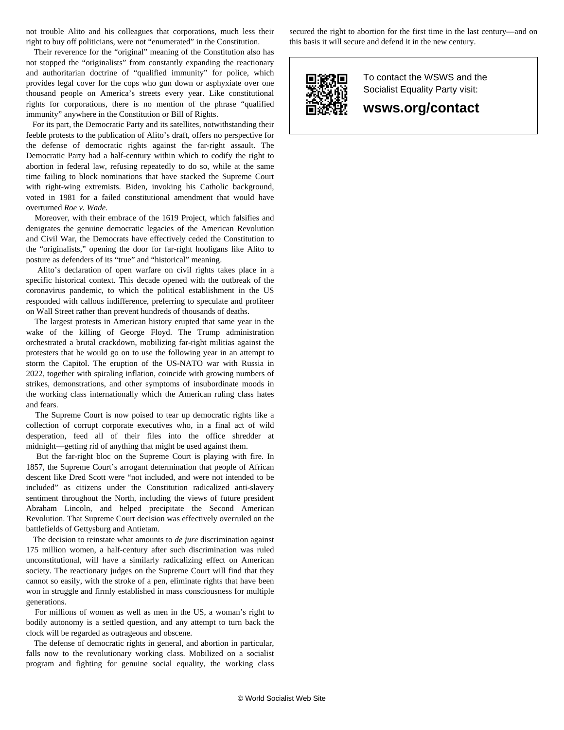not trouble Alito and his colleagues that corporations, much less their right to buy off politicians, were not "enumerated" in the Constitution.

Their reverence for the "original" meaning of the Constitution also has not stopped the "originalists" from constantly expanding the reactionary and authoritarian doctrine of "qualified immunity" for police, which provides legal cover for the cops who gun down or asphyxiate over one thousand people on America's streets every year. Like constitutional rights for corporations, there is no mention of the phrase "qualified immunity" anywhere in the Constitution or Bill of Rights.

For its part, the Democratic Party and its satellites, notwithstanding their feeble protests to the publication of Alito's draft, offers no perspective for the defense of democratic rights against the far-right assault. The Democratic Party had a half-century within which to codify the right to abortion in federal law, refusing repeatedly to do so, while at the same time failing to block nominations that have stacked the Supreme Court with right-wing extremists. Biden, invoking his Catholic background, voted in 1981 for a failed constitutional amendment that would have overturned *Roe v. Wade*.

Moreover, with their embrace of the 1619 Project, which falsifies and denigrates the genuine democratic legacies of the American Revolution and Civil War, the Democrats have effectively ceded the Constitution to the "originalists," opening the door for far-right hooligans like Alito to posture as defenders of its "true" and "historical" meaning.

Alito's declaration of open warfare on civil rights takes place in a specific historical context. This decade opened with the outbreak of the coronavirus pandemic, to which the political establishment in the US responded with callous indifference, preferring to speculate and profiteer on Wall Street rather than prevent hundreds of thousands of deaths.

The largest protests in American history erupted that same year in the wake of the killing of George Floyd. The Trump administration orchestrated a brutal crackdown, mobilizing far-right militias against the protesters that he would go on to use the following year in an attempt to storm the Capitol. The eruption of the US-NATO war with Russia in 2022, together with spiraling inflation, coincide with growing numbers of strikes, demonstrations, and other symptoms of insubordinate moods in the working class internationally which the American ruling class hates and fears.

The Supreme Court is now poised to tear up democratic rights like a collection of corrupt corporate executives who, in a final act of wild desperation, feed all of their files into the office shredder at midnight—getting rid of anything that might be used against them.

But the far-right bloc on the Supreme Court is playing with fire. In 1857, the Supreme Court's arrogant determination that people of African descent like Dred Scott were "not included, and were not intended to be included" as citizens under the Constitution radicalized anti-slavery sentiment throughout the North, including the views of future president Abraham Lincoln, and helped precipitate the Second American Revolution. That Supreme Court decision was effectively overruled on the battlefields of Gettysburg and Antietam.

The decision to reinstate what amounts to *de jure* discrimination against 175 million women, a half-century after such discrimination was ruled unconstitutional, will have a similarly radicalizing effect on American society. The reactionary judges on the Supreme Court will find that they cannot so easily, with the stroke of a pen, eliminate rights that have been won in struggle and firmly established in mass consciousness for multiple generations.

For millions of women as well as men in the US, a woman's right to bodily autonomy is a settled question, and any attempt to turn back the clock will be regarded as outrageous and obscene.

The defense of democratic rights in general, and abortion in particular, falls now to the revolutionary working class. Mobilized on a socialist program and fighting for genuine social equality, the working class secured the right to abortion for the first time in the last century—and on this basis it will secure and defend it in the new century.

To contact the WSWS and the Socialist Equality Party visit:

**wsws.org/contact**